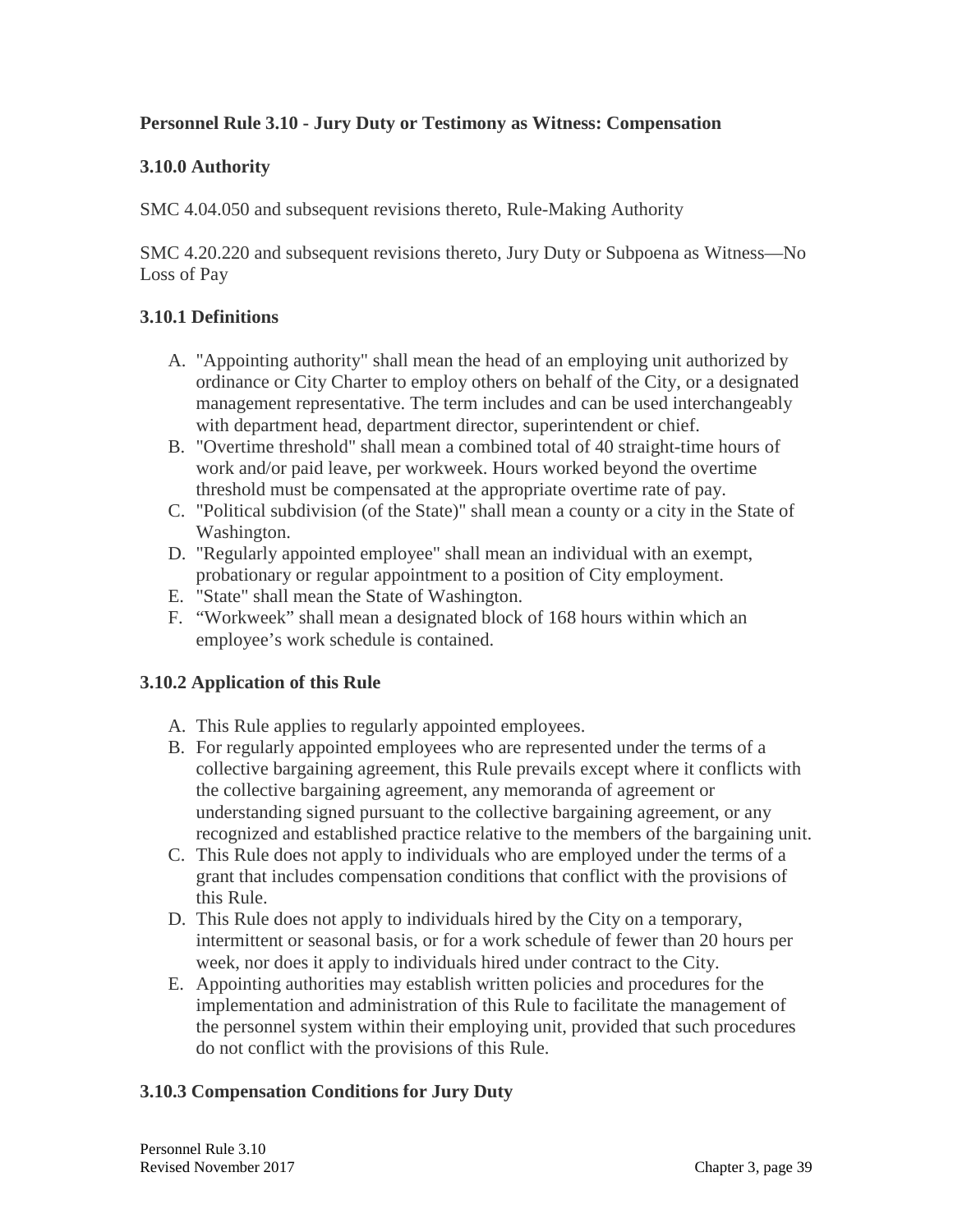## Personnel Rule 3.10 - Jury Duty or Testimony as Witness: Compensation

### 3.10.0 Authority

SMC 4.04.050 and subsequent revisions thereto, Rule-Making Authority

SMC 4.20.220 and subsequent revisions thereto, Jury Duty or Subpoena as Witness—No Loss of Pay

### 3.10.1 Definitions

A. "Appointing authority" shall mean the head of an employing unit authorized by ordinance or City Charter to employ others on behalf of the City, or a designated management representative. The term includes and can be used interchangeably with department head, department director, superintendent or chief.
B. "Overtime threshold" shall mean a combined total of 40 straight-time hours of work and/or paid leave, per workweek. Hours worked beyond the overtime threshold must be compensated at the appropriate overtime rate of pay.
C. "Political subdivision (of the State)" shall mean a county or a city in the State of Washington.
D. "Regularly appointed employee" shall mean an individual with an exempt, probationary or regular appointment to a position of City employment.
E. "State" shall mean the State of Washington.
F. "Workweek" shall mean a designated block of 168 hours within which an employee's work schedule is contained.

### 3.10.2 Application of this Rule

A. This Rule applies to regularly appointed employees.
B. For regularly appointed employees who are represented under the terms of a collective bargaining agreement, this Rule prevails except where it conflicts with the collective bargaining agreement, any memoranda of agreement or understanding signed pursuant to the collective bargaining agreement, or any recognized and established practice relative to the members of the bargaining unit.
C. This Rule does not apply to individuals who are employed under the terms of a grant that includes compensation conditions that conflict with the provisions of this Rule.
D. This Rule does not apply to individuals hired by the City on a temporary, intermittent or seasonal basis, or for a work schedule of fewer than 20 hours per week, nor does it apply to individuals hired under contract to the City.
E. Appointing authorities may establish written policies and procedures for the implementation and administration of this Rule to facilitate the management of the personnel system within their employing unit, provided that such procedures do not conflict with the provisions of this Rule.

### 3.10.3 Compensation Conditions for Jury Duty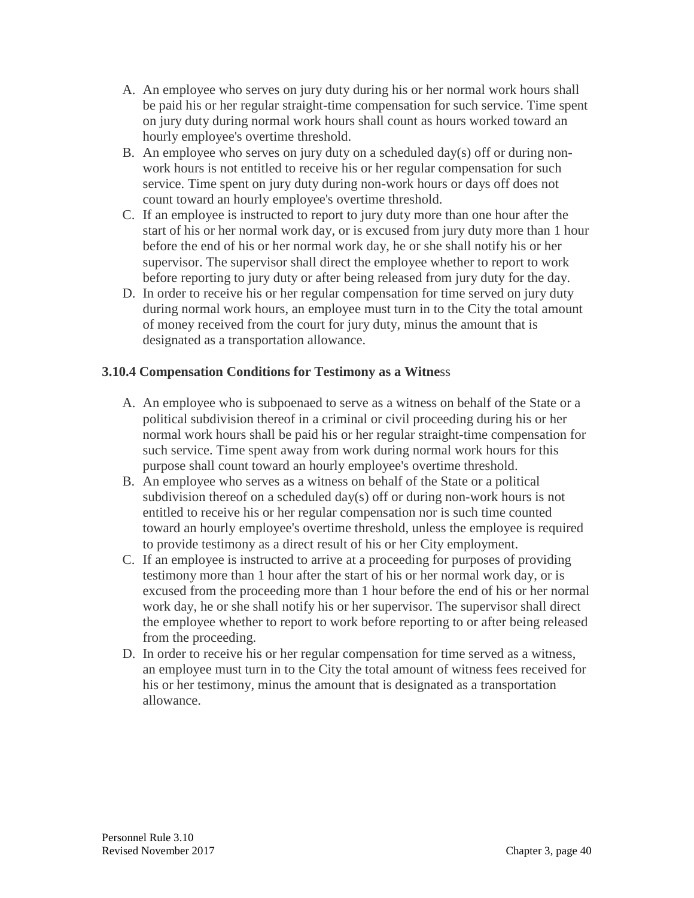A. An employee who serves on jury duty during his or her normal work hours shall be paid his or her regular straight-time compensation for such service. Time spent on jury duty during normal work hours shall count as hours worked toward an hourly employee's overtime threshold.
B. An employee who serves on jury duty on a scheduled day(s) off or during non-work hours is not entitled to receive his or her regular compensation for such service. Time spent on jury duty during non-work hours or days off does not count toward an hourly employee's overtime threshold.
C. If an employee is instructed to report to jury duty more than one hour after the start of his or her normal work day, or is excused from jury duty more than 1 hour before the end of his or her normal work day, he or she shall notify his or her supervisor. The supervisor shall direct the employee whether to report to work before reporting to jury duty or after being released from jury duty for the day.
D. In order to receive his or her regular compensation for time served on jury duty during normal work hours, an employee must turn in to the City the total amount of money received from the court for jury duty, minus the amount that is designated as a transportation allowance.

### 3.10.4 Compensation Conditions for Testimony as a Witness

A. An employee who is subpoenaed to serve as a witness on behalf of the State or a political subdivision thereof in a criminal or civil proceeding during his or her normal work hours shall be paid his or her regular straight-time compensation for such service. Time spent away from work during normal work hours for this purpose shall count toward an hourly employee's overtime threshold.
B. An employee who serves as a witness on behalf of the State or a political subdivision thereof on a scheduled day(s) off or during non-work hours is not entitled to receive his or her regular compensation nor is such time counted toward an hourly employee's overtime threshold, unless the employee is required to provide testimony as a direct result of his or her City employment.
C. If an employee is instructed to arrive at a proceeding for purposes of providing testimony more than 1 hour after the start of his or her normal work day, or is excused from the proceeding more than 1 hour before the end of his or her normal work day, he or she shall notify his or her supervisor. The supervisor shall direct the employee whether to report to work before reporting to or after being released from the proceeding.
D. In order to receive his or her regular compensation for time served as a witness, an employee must turn in to the City the total amount of witness fees received for his or her testimony, minus the amount that is designated as a transportation allowance.